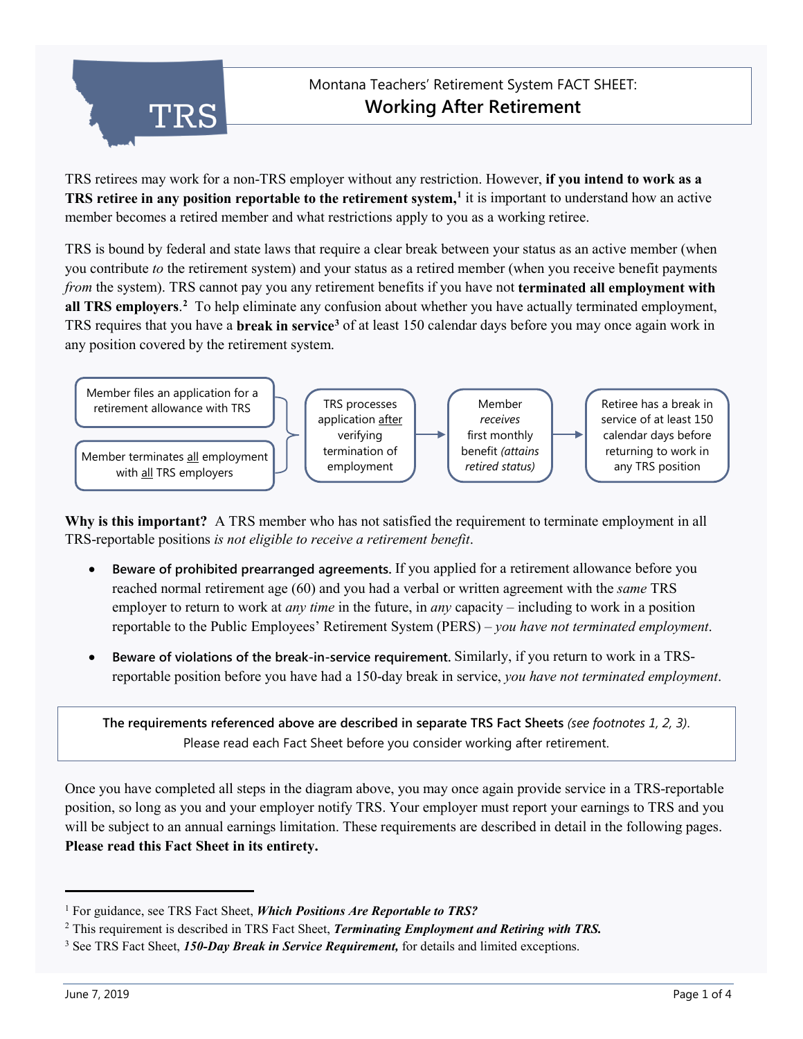# Montana Teachers' Retirement System FACT SHEET:
## Working After Retirement

TRS retirees may work for a non-TRS employer without any restriction. However, **if you intend to work as a TRS retiree in any position reportable to the retirement system,**[1] it is important to understand how an active member becomes a retired member and what restrictions apply to you as a working retiree.

TRS is bound by federal and state laws that require a clear break between your status as an active member (when you contribute *to* the retirement system) and your status as a retired member (when you receive benefit payments *from* the system). TRS cannot pay you any retirement benefits if you have not **terminated all employment with all TRS employers**.[2] To help eliminate any confusion about whether you have actually terminated employment, TRS requires that you have a **break in service**[3] of at least 150 calendar days before you may once again work in any position covered by the retirement system.

Member files an application for a retirement allowance with TRS

Member terminates all employment with all TRS employers

→ TRS processes application after verifying termination of employment → Member *receives* first monthly benefit *(attains retired status)* → Retiree has a break in service of at least 150 calendar days before returning to work in any TRS position

**Why is this important?** A TRS member who has not satisfied the requirement to terminate employment in all TRS-reportable positions *is not eligible to receive a retirement benefit*.

- **Beware of prohibited prearranged agreements.** If you applied for a retirement allowance before you reached normal retirement age (60) and you had a verbal or written agreement with the *same* TRS employer to return to work at *any time* in the future, in *any* capacity – including to work in a position reportable to the Public Employees' Retirement System (PERS) – *you have not terminated employment*.
- **Beware of violations of the break-in-service requirement.** Similarly, if you return to work in a TRS-reportable position before you have had a 150-day break in service, *you have not terminated employment*.

**The requirements referenced above are described in separate TRS Fact Sheets** *(see footnotes 1, 2, 3)*. Please read each Fact Sheet before you consider working after retirement.

Once you have completed all steps in the diagram above, you may once again provide service in a TRS-reportable position, so long as you and your employer notify TRS. Your employer must report your earnings to TRS and you will be subject to an annual earnings limitation. These requirements are described in detail in the following pages. **Please read this Fact Sheet in its entirety.**

---

[1] For guidance, see TRS Fact Sheet, ***Which Positions Are Reportable to TRS?***

[2] This requirement is described in TRS Fact Sheet, ***Terminating Employment and Retiring with TRS.***

[3] See TRS Fact Sheet, ***150-Day Break in Service Requirement,*** for details and limited exceptions.

June 7, 2019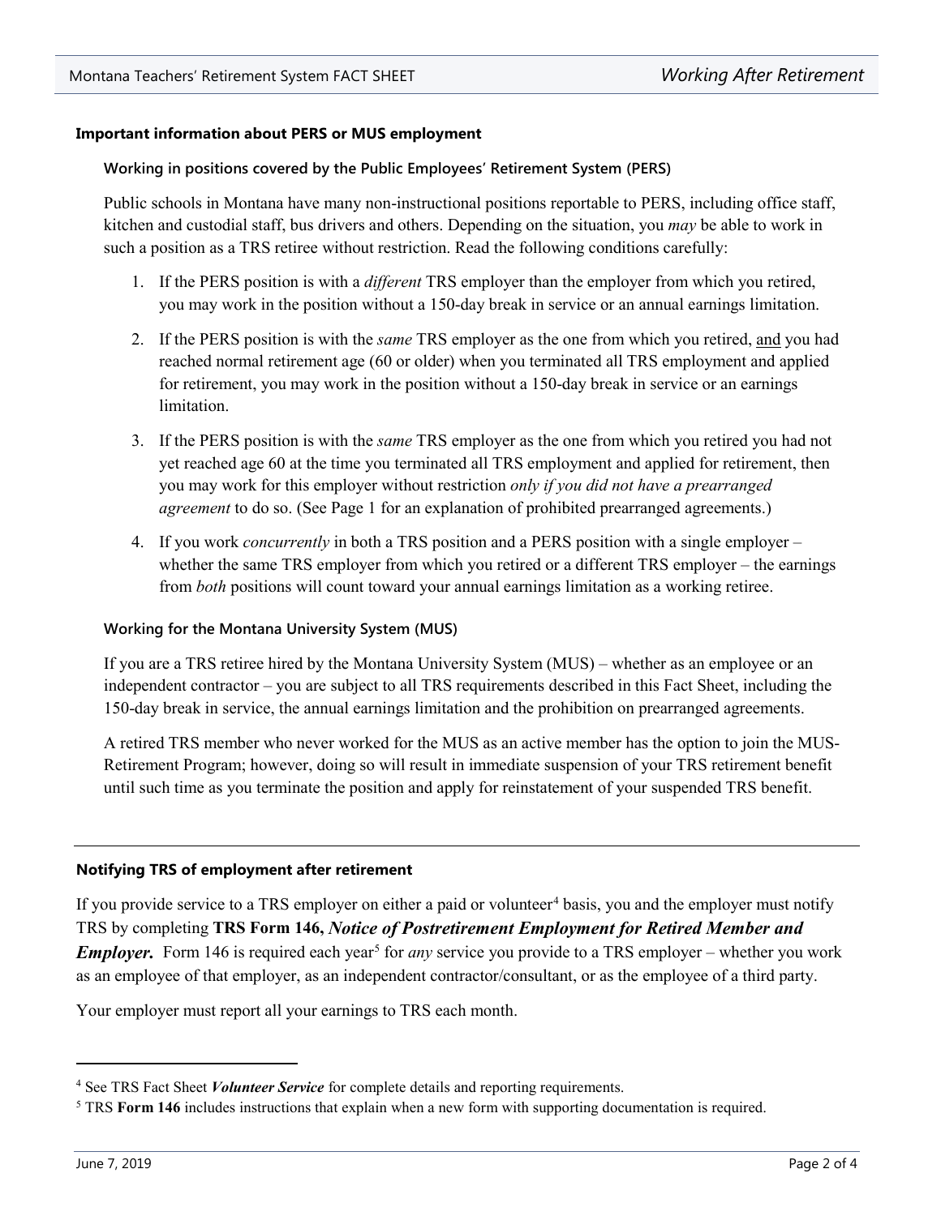## Important information about PERS or MUS employment

### Working in positions covered by the Public Employees' Retirement System (PERS)

Public schools in Montana have many non-instructional positions reportable to PERS, including office staff, kitchen and custodial staff, bus drivers and others. Depending on the situation, you *may* be able to work in such a position as a TRS retiree without restriction. Read the following conditions carefully:

1. If the PERS position is with a *different* TRS employer than the employer from which you retired, you may work in the position without a 150-day break in service or an annual earnings limitation.
2. If the PERS position is with the *same* TRS employer as the one from which you retired, and you had reached normal retirement age (60 or older) when you terminated all TRS employment and applied for retirement, you may work in the position without a 150-day break in service or an earnings limitation.
3. If the PERS position is with the *same* TRS employer as the one from which you retired you had not yet reached age 60 at the time you terminated all TRS employment and applied for retirement, then you may work for this employer without restriction *only if you did not have a prearranged agreement* to do so. (See Page 1 for an explanation of prohibited prearranged agreements.)
4. If you work *concurrently* in both a TRS position and a PERS position with a single employer – whether the same TRS employer from which you retired or a different TRS employer – the earnings from *both* positions will count toward your annual earnings limitation as a working retiree.

### Working for the Montana University System (MUS)

If you are a TRS retiree hired by the Montana University System (MUS) – whether as an employee or an independent contractor – you are subject to all TRS requirements described in this Fact Sheet, including the 150-day break in service, the annual earnings limitation and the prohibition on prearranged agreements.

A retired TRS member who never worked for the MUS as an active member has the option to join the MUS-Retirement Program; however, doing so will result in immediate suspension of your TRS retirement benefit until such time as you terminate the position and apply for reinstatement of your suspended TRS benefit.

---

## Notifying TRS of employment after retirement

If you provide service to a TRS employer on either a paid or volunteer[4] basis, you and the employer must notify TRS by completing **TRS Form 146, *Notice of Postretirement Employment for Retired Member and Employer.*** Form 146 is required each year[5] for *any* service you provide to a TRS employer – whether you work as an employee of that employer, as an independent contractor/consultant, or as the employee of a third party.

Your employer must report all your earnings to TRS each month.

---

[4] See TRS Fact Sheet ***Volunteer Service*** for complete details and reporting requirements.

[5] TRS **Form 146** includes instructions that explain when a new form with supporting documentation is required.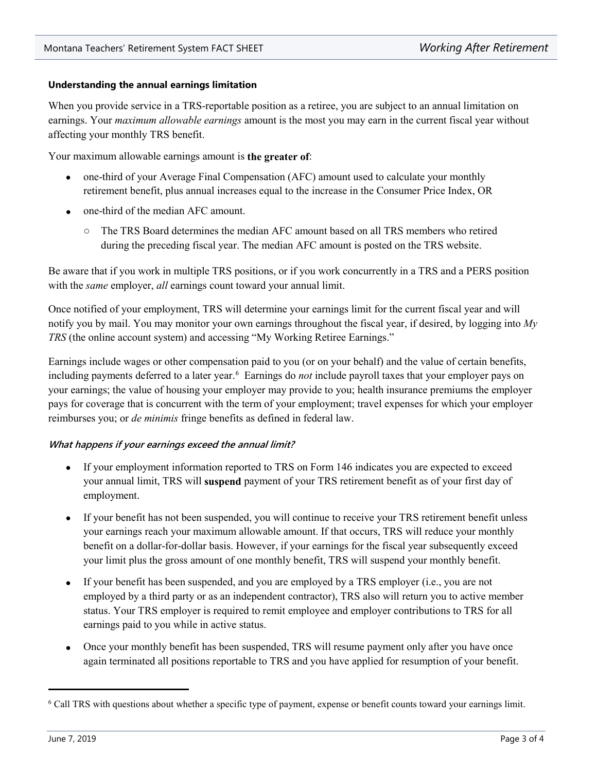### Understanding the annual earnings limitation

When you provide service in a TRS-reportable position as a retiree, you are subject to an annual limitation on earnings. Your *maximum allowable earnings* amount is the most you may earn in the current fiscal year without affecting your monthly TRS benefit.

Your maximum allowable earnings amount is **the greater of**:

- one-third of your Average Final Compensation (AFC) amount used to calculate your monthly retirement benefit, plus annual increases equal to the increase in the Consumer Price Index, OR
- one-third of the median AFC amount.
  - The TRS Board determines the median AFC amount based on all TRS members who retired during the preceding fiscal year. The median AFC amount is posted on the TRS website.

Be aware that if you work in multiple TRS positions, or if you work concurrently in a TRS and a PERS position with the *same* employer, *all* earnings count toward your annual limit.

Once notified of your employment, TRS will determine your earnings limit for the current fiscal year and will notify you by mail. You may monitor your own earnings throughout the fiscal year, if desired, by logging into *My TRS* (the online account system) and accessing "My Working Retiree Earnings."

Earnings include wages or other compensation paid to you (or on your behalf) and the value of certain benefits, including payments deferred to a later year.[6] Earnings do *not* include payroll taxes that your employer pays on your earnings; the value of housing your employer may provide to you; health insurance premiums the employer pays for coverage that is concurrent with the term of your employment; travel expenses for which your employer reimburses you; or *de minimis* fringe benefits as defined in federal law.

#### *What happens if your earnings exceed the annual limit?*

- If your employment information reported to TRS on Form 146 indicates you are expected to exceed your annual limit, TRS will **suspend** payment of your TRS retirement benefit as of your first day of employment.
- If your benefit has not been suspended, you will continue to receive your TRS retirement benefit unless your earnings reach your maximum allowable amount. If that occurs, TRS will reduce your monthly benefit on a dollar-for-dollar basis. However, if your earnings for the fiscal year subsequently exceed your limit plus the gross amount of one monthly benefit, TRS will suspend your monthly benefit.
- If your benefit has been suspended, and you are employed by a TRS employer (i.e., you are not employed by a third party or as an independent contractor), TRS also will return you to active member status. Your TRS employer is required to remit employee and employer contributions to TRS for all earnings paid to you while in active status.
- Once your monthly benefit has been suspended, TRS will resume payment only after you have once again terminated all positions reportable to TRS and you have applied for resumption of your benefit.

---

[6] Call TRS with questions about whether a specific type of payment, expense or benefit counts toward your earnings limit.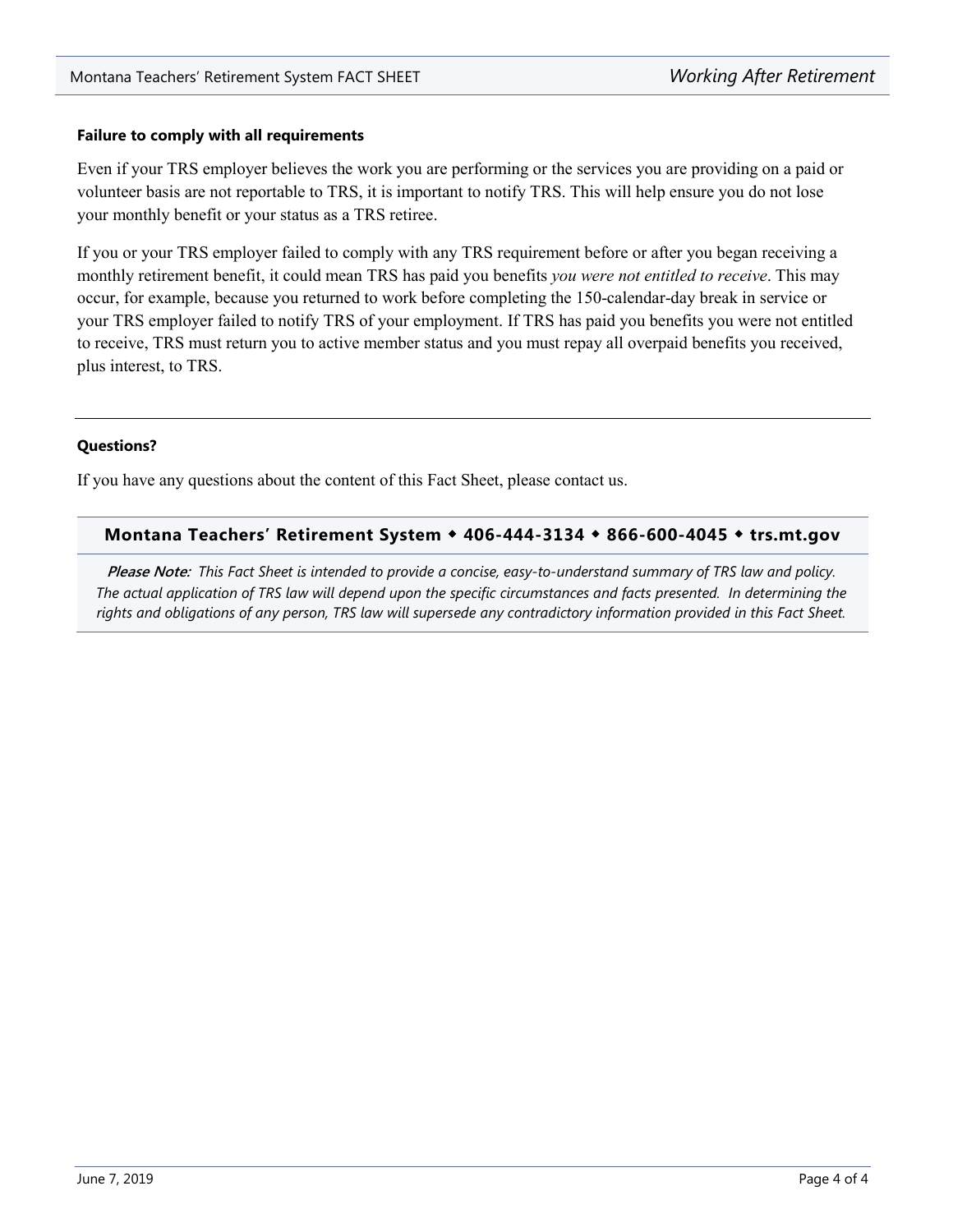**Failure to comply with all requirements**

Even if your TRS employer believes the work you are performing or the services you are providing on a paid or volunteer basis are not reportable to TRS, it is important to notify TRS. This will help ensure you do not lose your monthly benefit or your status as a TRS retiree.

If you or your TRS employer failed to comply with any TRS requirement before or after you began receiving a monthly retirement benefit, it could mean TRS has paid you benefits *you were not entitled to receive*. This may occur, for example, because you returned to work before completing the 150-calendar-day break in service or your TRS employer failed to notify TRS of your employment. If TRS has paid you benefits you were not entitled to receive, TRS must return you to active member status and you must repay all overpaid benefits you received, plus interest, to TRS.

---

**Questions?**

If you have any questions about the content of this Fact Sheet, please contact us.

**Montana Teachers' Retirement System ◆ 406-444-3134 ◆ 866-600-4045 ◆ trs.mt.gov**

***Please Note:*** *This Fact Sheet is intended to provide a concise, easy-to-understand summary of TRS law and policy. The actual application of TRS law will depend upon the specific circumstances and facts presented. In determining the rights and obligations of any person, TRS law will supersede any contradictory information provided in this Fact Sheet.*